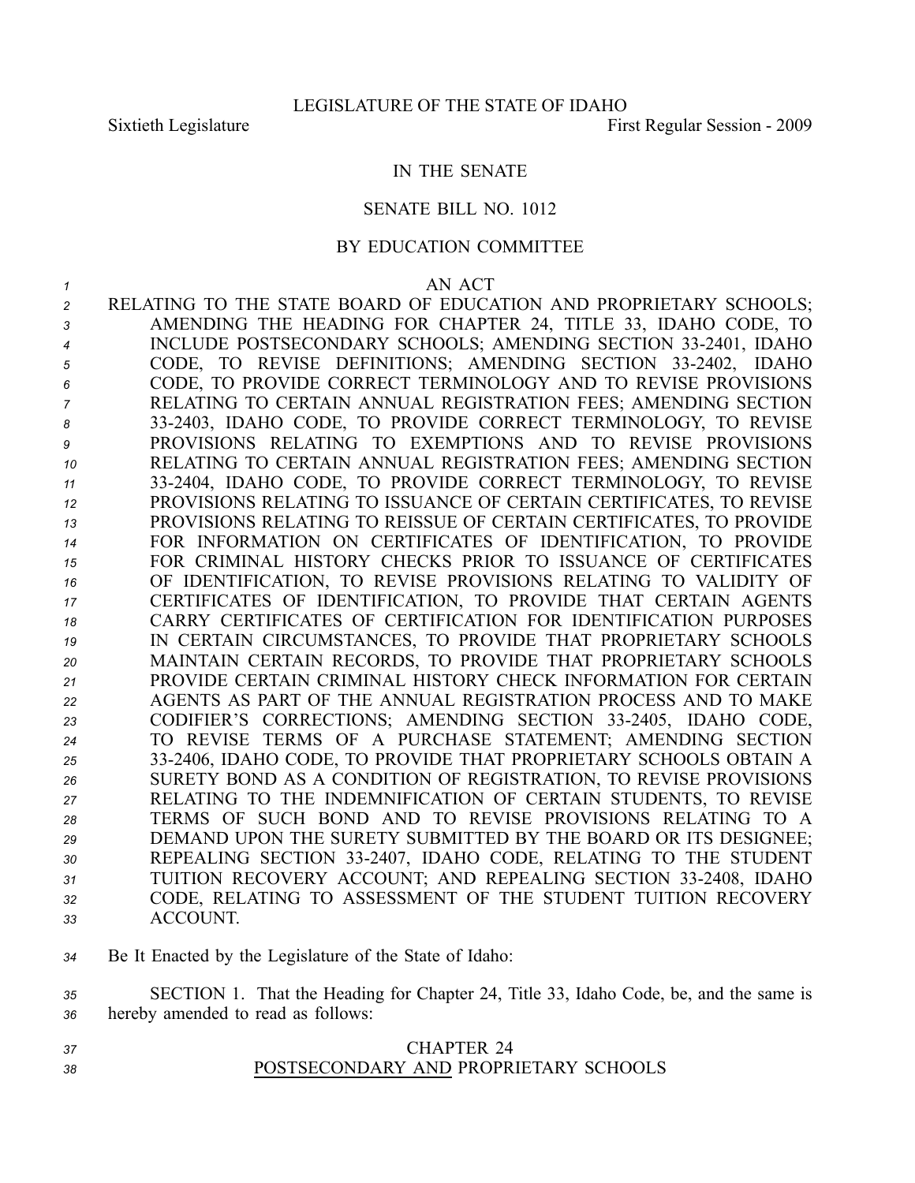LEGISLATURE OF THE STATE OF IDAHO

Sixtieth Legislature First Regular Session - 2009

IN THE SENATE

SENATE BILL NO. 1012

BY EDUCATION COMMITTEE

AN ACT

RELATING TO THE STATE BOARD OF EDUCATION AND PROPRIETARY SCHOOLS; AMENDING THE HEADING FOR CHAPTER 24, TITLE 33, IDAHO CODE, TO INCLUDE POSTSECONDARY SCHOOLS; AMENDING SECTION 33-2401, IDAHO CODE, TO REVISE DEFINITIONS; AMENDING SECTION 33-2402, IDAHO CODE, TO PROVIDE CORRECT TERMINOLOGY AND TO REVISE PROVISIONS RELATING TO CERTAIN ANNUAL REGISTRATION FEES; AMENDING SECTION 33-2403, IDAHO CODE, TO PROVIDE CORRECT TERMINOLOGY, TO REVISE PROVISIONS RELATING TO EXEMPTIONS AND TO REVISE PROVISIONS RELATING TO CERTAIN ANNUAL REGISTRATION FEES; AMENDING SECTION 33-2404, IDAHO CODE, TO PROVIDE CORRECT TERMINOLOGY, TO REVISE PROVISIONS RELATING TO ISSUANCE OF CERTAIN CERTIFICATES, TO REVISE PROVISIONS RELATING TO REISSUE OF CERTAIN CERTIFICATES, TO PROVIDE FOR INFORMATION ON CERTIFICATES OF IDENTIFICATION, TO PROVIDE FOR CRIMINAL HISTORY CHECKS PRIOR TO ISSUANCE OF CERTIFICATES OF IDENTIFICATION, TO REVISE PROVISIONS RELATING TO VALIDITY OF CERTIFICATES OF IDENTIFICATION, TO PROVIDE THAT CERTAIN AGENTS CARRY CERTIFICATES OF CERTIFICATION FOR IDENTIFICATION PURPOSES IN CERTAIN CIRCUMSTANCES, TO PROVIDE THAT PROPRIETARY SCHOOLS MAINTAIN CERTAIN RECORDS, TO PROVIDE THAT PROPRIETARY SCHOOLS PROVIDE CERTAIN CRIMINAL HISTORY CHECK INFORMATION FOR CERTAIN AGENTS AS PART OF THE ANNUAL REGISTRATION PROCESS AND TO MAKE CODIFIER'S CORRECTIONS; AMENDING SECTION 33-2405, IDAHO CODE, TO REVISE TERMS OF A PURCHASE STATEMENT; AMENDING SECTION 33-2406, IDAHO CODE, TO PROVIDE THAT PROPRIETARY SCHOOLS OBTAIN A SURETY BOND AS A CONDITION OF REGISTRATION, TO REVISE PROVISIONS RELATING TO THE INDEMNIFICATION OF CERTAIN STUDENTS, TO REVISE TERMS OF SUCH BOND AND TO REVISE PROVISIONS RELATING TO A DEMAND UPON THE SURETY SUBMITTED BY THE BOARD OR ITS DESIGNEE; REPEALING SECTION 33-2407, IDAHO CODE, RELATING TO THE STUDENT TUITION RECOVERY ACCOUNT; AND REPEALING SECTION 33-2408, IDAHO CODE, RELATING TO ASSESSMENT OF THE STUDENT TUITION RECOVERY ACCOUNT.

Be It Enacted by the Legislature of the State of Idaho:

SECTION 1. That the Heading for Chapter 24, Title 33, Idaho Code, be, and the same is hereby amended to read as follows:

CHAPTER 24

POSTSECONDARY AND PROPRIETARY SCHOOLS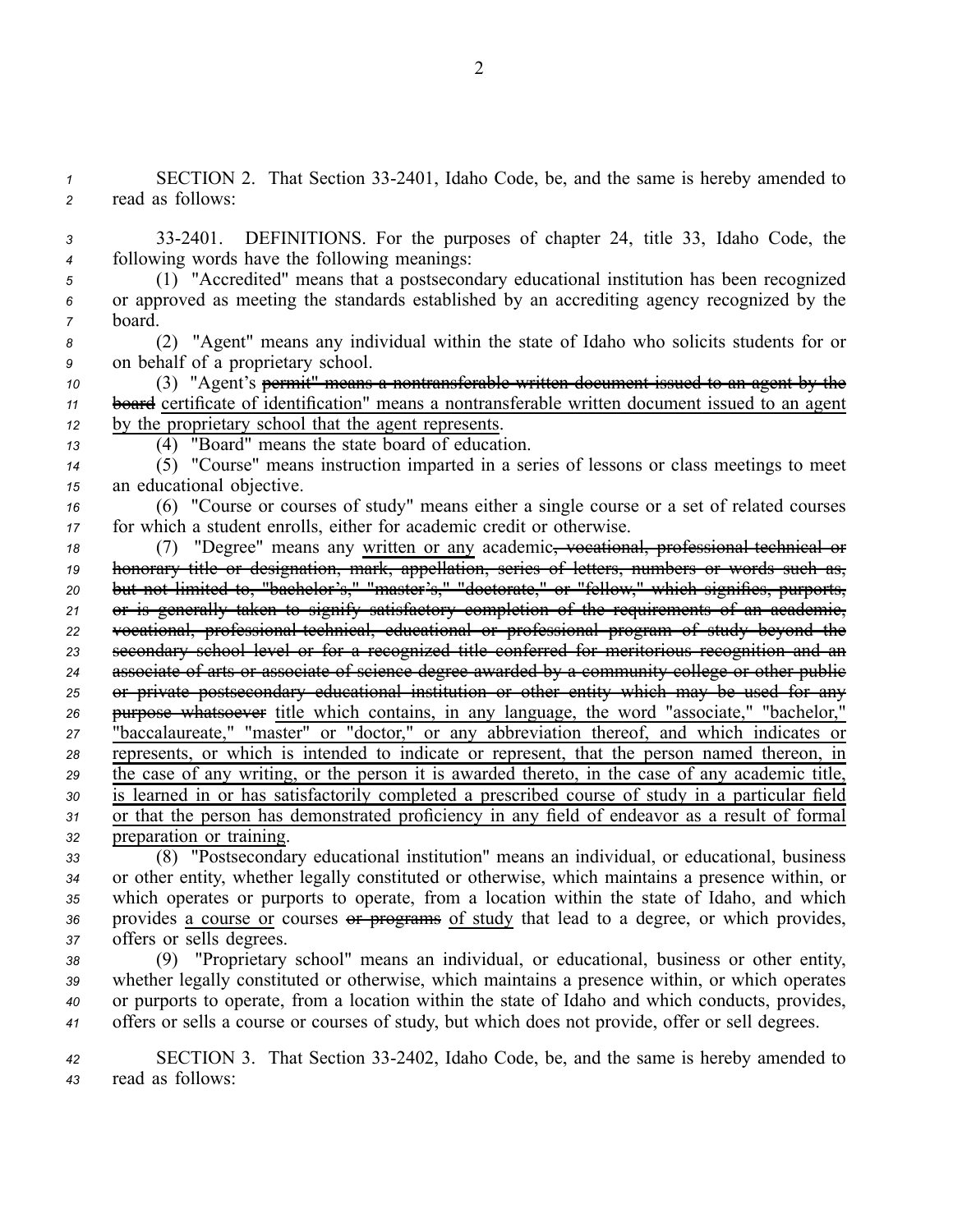SECTION 2. That Section 33-2401, Idaho Code, be, and the same is hereby amended to read as follows:

33-2401. DEFINITIONS. For the purposes of chapter 24, title 33, Idaho Code, the following words have the following meanings:

(1) "Accredited" means that a postsecondary educational institution has been recognized or approved as meeting the standards established by an accrediting agency recognized by the board.

(2) "Agent" means any individual within the state of Idaho who solicits students for or on behalf of a proprietary school.

(3) "Agent's ~~permit" means a nontransferable written document issued to an agent by the board~~ <u>certificate of identification" means a nontransferable written document issued to an agent by the proprietary school that the agent represents</u>.

(4) "Board" means the state board of education.

(5) "Course" means instruction imparted in a series of lessons or class meetings to meet an educational objective.

(6) "Course or courses of study" means either a single course or a set of related courses for which a student enrolls, either for academic credit or otherwise.

(7) "Degree" means any <u>written or any</u> academic~~, vocational, professional-technical or honorary title or designation, mark, appellation, series of letters, numbers or words such as, but not limited to, "bachelor's," "master's," "doctorate," or "fellow," which signifies, purports, or is generally taken to signify satisfactory completion of the requirements of an academic, vocational, professional-technical, educational or professional program of study beyond the secondary school level or for a recognized title conferred for meritorious recognition and an associate of arts or associate of science degree awarded by a community college or other public or private postsecondary educational institution or other entity which may be used for any purpose whatsoever~~ <u>title which contains, in any language, the word "associate," "bachelor," "baccalaureate," "master" or "doctor," or any abbreviation thereof, and which indicates or represents, or which is intended to indicate or represent, that the person named thereon, in the case of any writing, or the person it is awarded thereto, in the case of any academic title, is learned in or has satisfactorily completed a prescribed course of study in a particular field or that the person has demonstrated proficiency in any field of endeavor as a result of formal preparation or training</u>.

(8) "Postsecondary educational institution" means an individual, or educational, business or other entity, whether legally constituted or otherwise, which maintains a presence within, or which operates or purports to operate, from a location within the state of Idaho, and which provides <u>a course or</u> courses ~~or programs~~ <u>of study</u> that lead to a degree, or which provides, offers or sells degrees.

(9) "Proprietary school" means an individual, or educational, business or other entity, whether legally constituted or otherwise, which maintains a presence within, or which operates or purports to operate, from a location within the state of Idaho and which conducts, provides, offers or sells a course or courses of study, but which does not provide, offer or sell degrees.

SECTION 3. That Section 33-2402, Idaho Code, be, and the same is hereby amended to read as follows: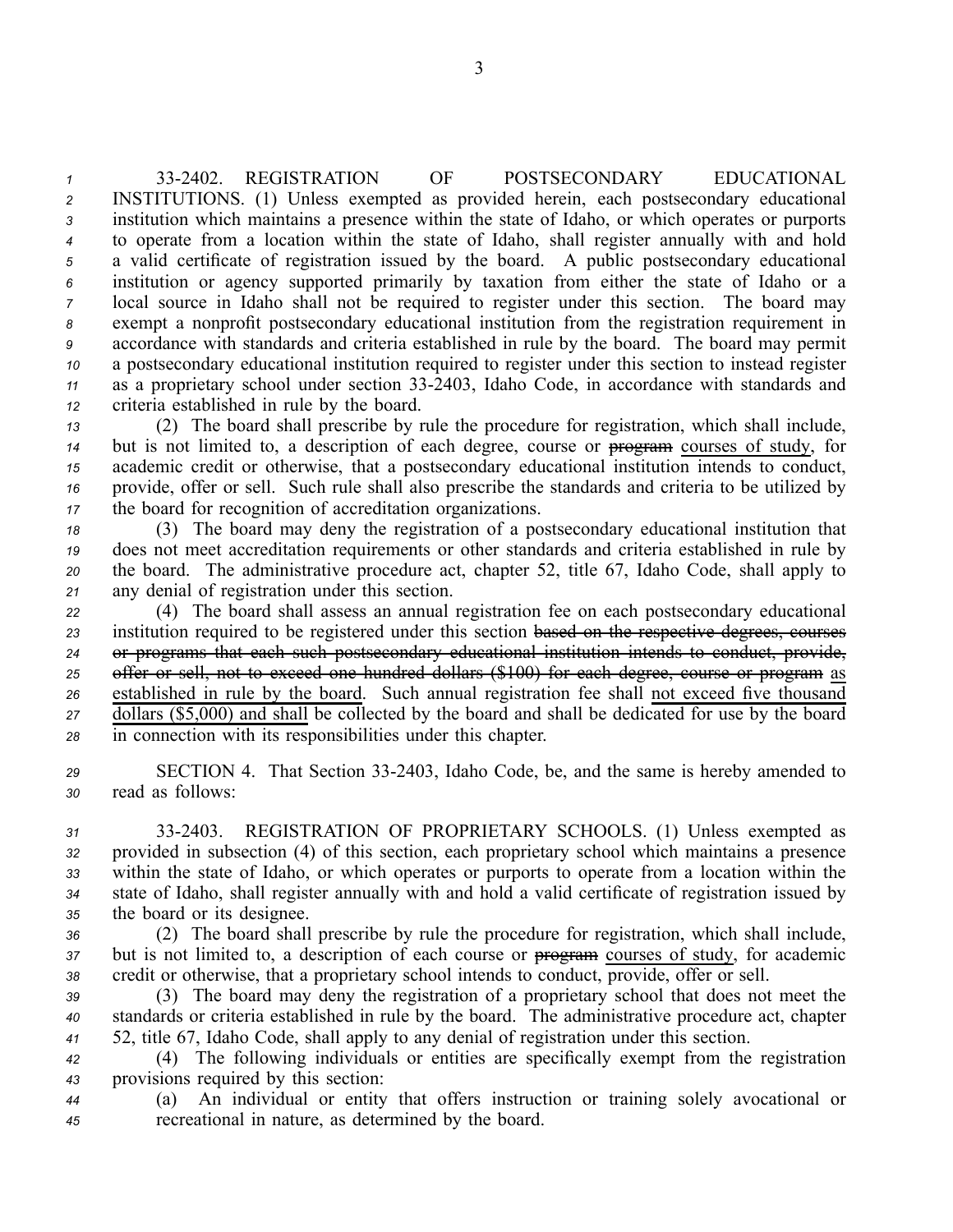33-2402. REGISTRATION OF POSTSECONDARY EDUCATIONAL INSTITUTIONS. (1) Unless exempted as provided herein, each postsecondary educational institution which maintains a presence within the state of Idaho, or which operates or purports to operate from a location within the state of Idaho, shall register annually with and hold a valid certificate of registration issued by the board. A public postsecondary educational institution or agency supported primarily by taxation from either the state of Idaho or a local source in Idaho shall not be required to register under this section. The board may exempt a nonprofit postsecondary educational institution from the registration requirement in accordance with standards and criteria established in rule by the board. The board may permit a postsecondary educational institution required to register under this section to instead register as a proprietary school under section 33-2403, Idaho Code, in accordance with standards and criteria established in rule by the board.

(2) The board shall prescribe by rule the procedure for registration, which shall include, but is not limited to, a description of each degree, course or ~~program~~ courses of study, for academic credit or otherwise, that a postsecondary educational institution intends to conduct, provide, offer or sell. Such rule shall also prescribe the standards and criteria to be utilized by the board for recognition of accreditation organizations.

(3) The board may deny the registration of a postsecondary educational institution that does not meet accreditation requirements or other standards and criteria established in rule by the board. The administrative procedure act, chapter 52, title 67, Idaho Code, shall apply to any denial of registration under this section.

(4) The board shall assess an annual registration fee on each postsecondary educational institution required to be registered under this section ~~based on the respective degrees, courses or programs that each such postsecondary educational institution intends to conduct, provide, offer or sell, not to exceed one hundred dollars ($100) for each degree, course or program~~ as established in rule by the board. Such annual registration fee shall not exceed five thousand dollars ($5,000) and shall be collected by the board and shall be dedicated for use by the board in connection with its responsibilities under this chapter.

SECTION 4. That Section 33-2403, Idaho Code, be, and the same is hereby amended to read as follows:

33-2403. REGISTRATION OF PROPRIETARY SCHOOLS. (1) Unless exempted as provided in subsection (4) of this section, each proprietary school which maintains a presence within the state of Idaho, or which operates or purports to operate from a location within the state of Idaho, shall register annually with and hold a valid certificate of registration issued by the board or its designee.

(2) The board shall prescribe by rule the procedure for registration, which shall include, but is not limited to, a description of each course or ~~program~~ courses of study, for academic credit or otherwise, that a proprietary school intends to conduct, provide, offer or sell.

(3) The board may deny the registration of a proprietary school that does not meet the standards or criteria established in rule by the board. The administrative procedure act, chapter 52, title 67, Idaho Code, shall apply to any denial of registration under this section.

(4) The following individuals or entities are specifically exempt from the registration provisions required by this section:

(a) An individual or entity that offers instruction or training solely avocational or recreational in nature, as determined by the board.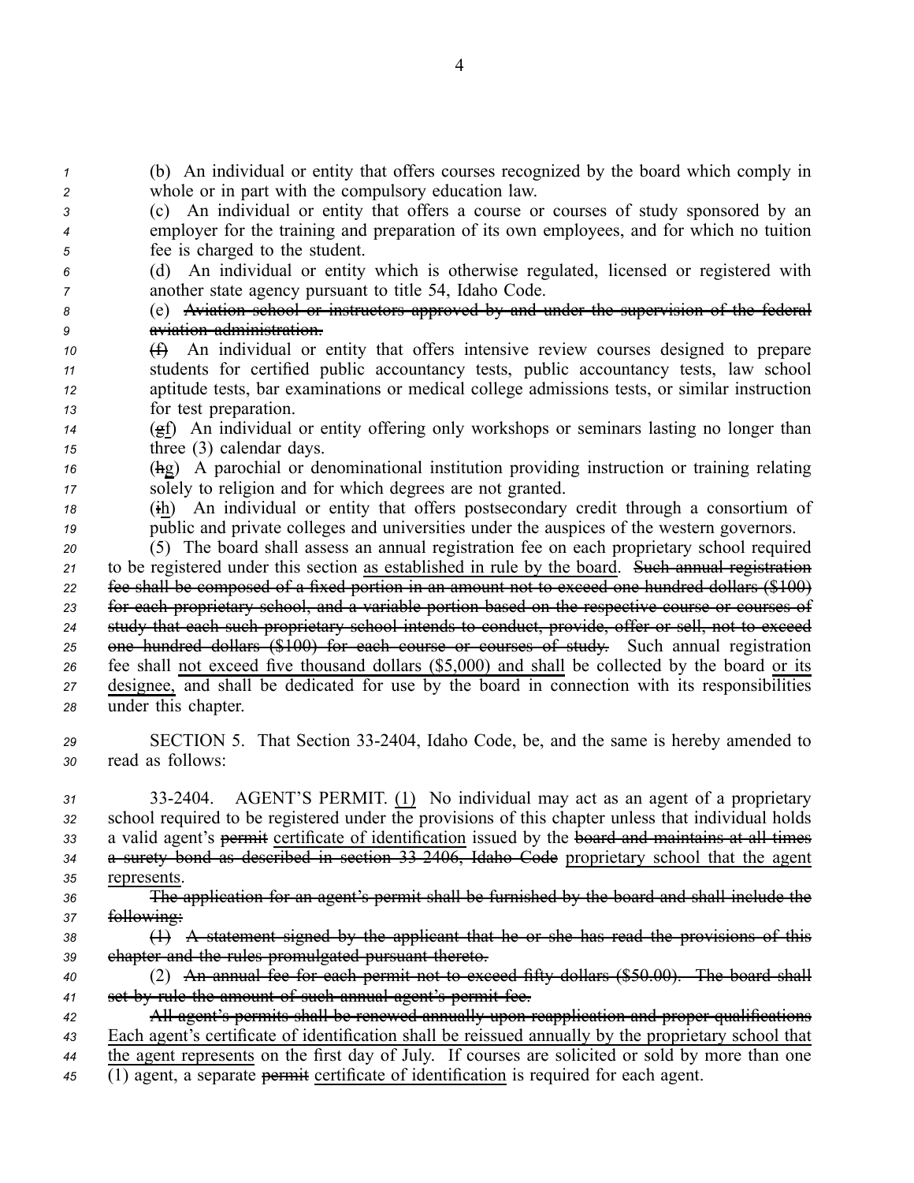(b) An individual or entity that offers courses recognized by the board which comply in whole or in part with the compulsory education law.

(c) An individual or entity that offers a course or courses of study sponsored by an employer for the training and preparation of its own employees, and for which no tuition fee is charged to the student.

(d) An individual or entity which is otherwise regulated, licensed or registered with another state agency pursuant to title 54, Idaho Code.

(e) ~~Aviation school or instructors approved by and under the supervision of the federal aviation administration.~~

~~(f)~~ An individual or entity that offers intensive review courses designed to prepare students for certified public accountancy tests, public accountancy tests, law school aptitude tests, bar examinations or medical college admissions tests, or similar instruction for test preparation.

(~~g~~f) An individual or entity offering only workshops or seminars lasting no longer than three (3) calendar days.

(~~h~~g) A parochial or denominational institution providing instruction or training relating solely to religion and for which degrees are not granted.

(~~i~~h) An individual or entity that offers postsecondary credit through a consortium of public and private colleges and universities under the auspices of the western governors.

(5) The board shall assess an annual registration fee on each proprietary school required to be registered under this section as established in rule by the board. ~~Such annual registration fee shall be composed of a fixed portion in an amount not to exceed one hundred dollars ($100) for each proprietary school, and a variable portion based on the respective course or courses of study that each such proprietary school intends to conduct, provide, offer or sell, not to exceed one hundred dollars ($100) for each course or courses of study.~~ Such annual registration fee shall not exceed five thousand dollars ($5,000) and shall be collected by the board or its designee, and shall be dedicated for use by the board in connection with its responsibilities under this chapter.

SECTION 5. That Section 33-2404, Idaho Code, be, and the same is hereby amended to read as follows:

33-2404. AGENT'S PERMIT. (1) No individual may act as an agent of a proprietary school required to be registered under the provisions of this chapter unless that individual holds a valid agent's ~~permit~~ certificate of identification issued by the ~~board and maintains at all times a surety bond as described in section 33-2406, Idaho Code~~ proprietary school that the agent represents.

~~The application for an agent's permit shall be furnished by the board and shall include the following:~~

~~(1) A statement signed by the applicant that he or she has read the provisions of this chapter and the rules promulgated pursuant thereto.~~

(2) ~~An annual fee for each permit not to exceed fifty dollars ($50.00). The board shall set by rule the amount of such annual agent's permit fee.~~

~~All agent's permits shall be renewed annually upon reapplication and proper qualifications~~ Each agent's certificate of identification shall be reissued annually by the proprietary school that the agent represents on the first day of July. If courses are solicited or sold by more than one (1) agent, a separate ~~permit~~ certificate of identification is required for each agent.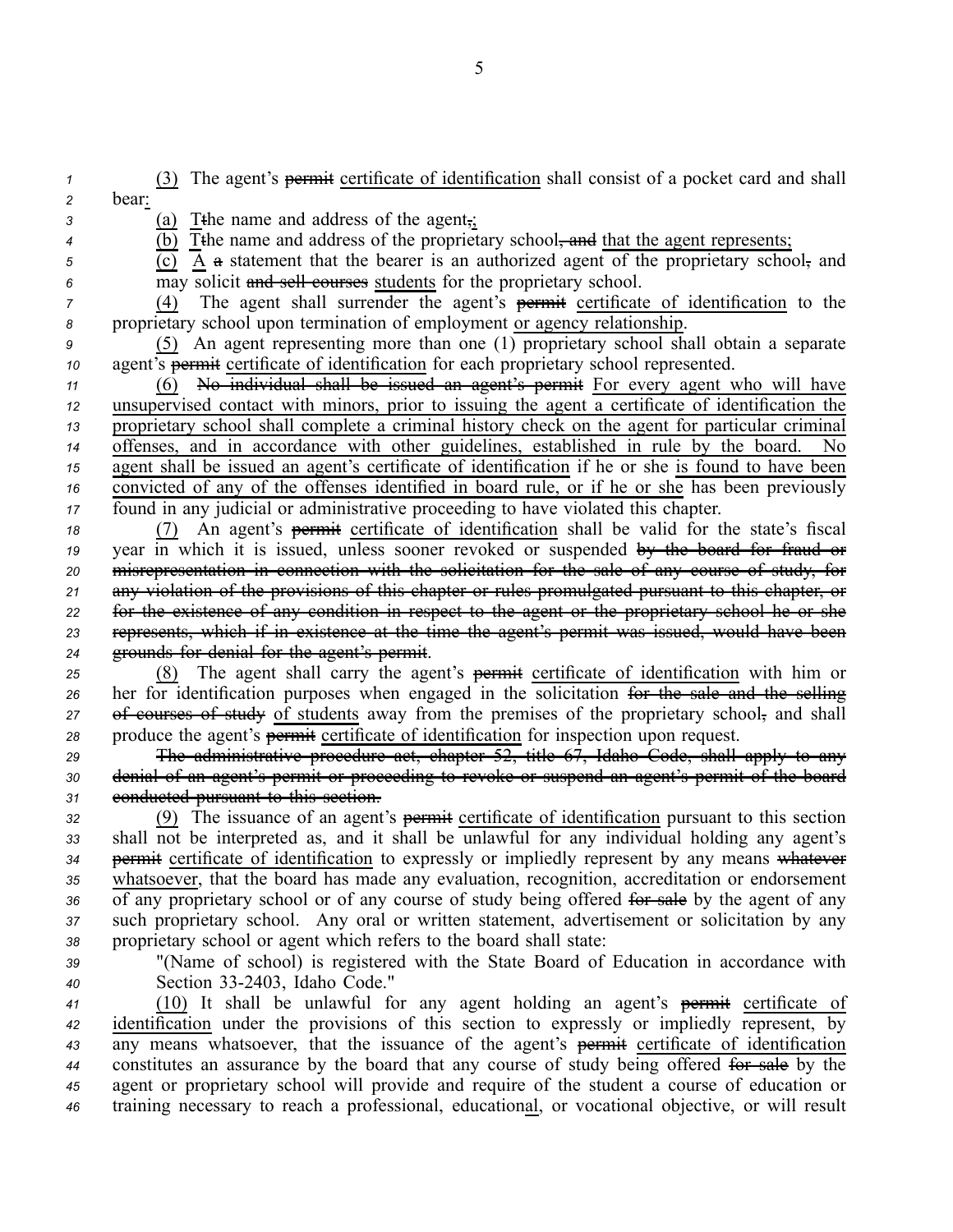(3) The agent's ~~permit~~ certificate of identification shall consist of a pocket card and shall bear:

(a) T~~t~~he name and address of the agent~~,~~;

(b) T~~t~~he name and address of the proprietary school~~, and~~ that the agent represents;

(c) A ~~a~~ statement that the bearer is an authorized agent of the proprietary school~~,~~ and may solicit ~~and sell courses~~ students for the proprietary school.

(4) The agent shall surrender the agent's ~~permit~~ certificate of identification to the proprietary school upon termination of employment or agency relationship.

(5) An agent representing more than one (1) proprietary school shall obtain a separate agent's ~~permit~~ certificate of identification for each proprietary school represented.

(6) ~~No individual shall be issued an agent's permit~~ For every agent who will have unsupervised contact with minors, prior to issuing the agent a certificate of identification the proprietary school shall complete a criminal history check on the agent for particular criminal offenses, and in accordance with other guidelines, established in rule by the board. No agent shall be issued an agent's certificate of identification if he or she is found to have been convicted of any of the offenses identified in board rule, or if he or she has been previously found in any judicial or administrative proceeding to have violated this chapter.

(7) An agent's ~~permit~~ certificate of identification shall be valid for the state's fiscal year in which it is issued, unless sooner revoked or suspended ~~by the board for fraud or misrepresentation in connection with the solicitation for the sale of any course of study, for any violation of the provisions of this chapter or rules promulgated pursuant to this chapter, or for the existence of any condition in respect to the agent or the proprietary school he or she represents, which if in existence at the time the agent's permit was issued, would have been grounds for denial for the agent's permit~~.

(8) The agent shall carry the agent's ~~permit~~ certificate of identification with him or her for identification purposes when engaged in the solicitation ~~for the sale and the selling of courses of study~~ of students away from the premises of the proprietary school~~,~~ and shall produce the agent's ~~permit~~ certificate of identification for inspection upon request.

~~The administrative procedure act, chapter 52, title 67, Idaho Code, shall apply to any denial of an agent's permit or proceeding to revoke or suspend an agent's permit of the board conducted pursuant to this section.~~

(9) The issuance of an agent's ~~permit~~ certificate of identification pursuant to this section shall not be interpreted as, and it shall be unlawful for any individual holding any agent's ~~permit~~ certificate of identification to expressly or impliedly represent by any means ~~whatever~~ whatsoever, that the board has made any evaluation, recognition, accreditation or endorsement of any proprietary school or of any course of study being offered ~~for sale~~ by the agent of any such proprietary school. Any oral or written statement, advertisement or solicitation by any proprietary school or agent which refers to the board shall state:

"(Name of school) is registered with the State Board of Education in accordance with Section 33-2403, Idaho Code."

(10) It shall be unlawful for any agent holding an agent's ~~permit~~ certificate of identification under the provisions of this section to expressly or impliedly represent, by any means whatsoever, that the issuance of the agent's ~~permit~~ certificate of identification constitutes an assurance by the board that any course of study being offered ~~for sale~~ by the agent or proprietary school will provide and require of the student a course of education or training necessary to reach a professional, educational, or vocational objective, or will result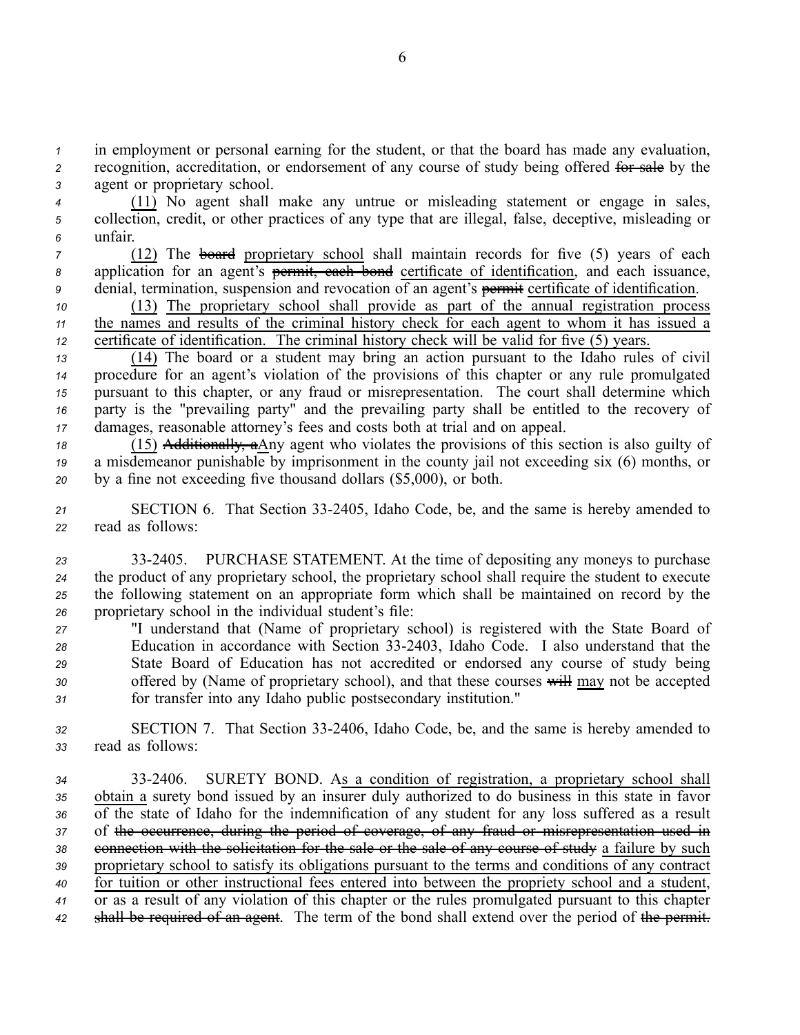in employment or personal earning for the student, or that the board has made any evaluation, recognition, accreditation, or endorsement of any course of study being offered ~~for sale~~ by the agent or proprietary school.

<u>(11)</u> No agent shall make any untrue or misleading statement or engage in sales, collection, credit, or other practices of any type that are illegal, false, deceptive, misleading or unfair.

<u>(12)</u> The ~~board~~ <u>proprietary school</u> shall maintain records for five (5) years of each application for an agent's ~~permit, each bond~~ <u>certificate of identification</u>, and each issuance, denial, termination, suspension and revocation of an agent's ~~permit~~ <u>certificate of identification</u>.

<u>(13) The proprietary school shall provide as part of the annual registration process the names and results of the criminal history check for each agent to whom it has issued a certificate of identification. The criminal history check will be valid for five (5) years.</u>

<u>(14)</u> The board or a student may bring an action pursuant to the Idaho rules of civil procedure for an agent's violation of the provisions of this chapter or any rule promulgated pursuant to this chapter, or any fraud or misrepresentation. The court shall determine which party is the "prevailing party" and the prevailing party shall be entitled to the recovery of damages, reasonable attorney's fees and costs both at trial and on appeal.

<u>(15)</u> ~~Additionally, a~~Any agent who violates the provisions of this section is also guilty of a misdemeanor punishable by imprisonment in the county jail not exceeding six (6) months, or by a fine not exceeding five thousand dollars ($5,000), or both.

SECTION 6. That Section 33-2405, Idaho Code, be, and the same is hereby amended to read as follows:

33-2405. PURCHASE STATEMENT. At the time of depositing any moneys to purchase the product of any proprietary school, the proprietary school shall require the student to execute the following statement on an appropriate form which shall be maintained on record by the proprietary school in the individual student's file:

> "I understand that (Name of proprietary school) is registered with the State Board of Education in accordance with Section 33-2403, Idaho Code. I also understand that the State Board of Education has not accredited or endorsed any course of study being offered by (Name of proprietary school), and that these courses ~~will~~ <u>may</u> not be accepted for transfer into any Idaho public postsecondary institution."

SECTION 7. That Section 33-2406, Idaho Code, be, and the same is hereby amended to read as follows:

33-2406. SURETY BOND. A<u>s a condition of registration, a proprietary school shall obtain a</u> surety bond issued by an insurer duly authorized to do business in this state in favor of the state of Idaho for the indemnification of any student for any loss suffered as a result of ~~the occurrence, during the period of coverage, of any fraud or misrepresentation used in connection with the solicitation for the sale or the sale of any course of study~~ <u>a failure by such proprietary school to satisfy its obligations pursuant to the terms and conditions of any contract for tuition or other instructional fees entered into between the propriety school and a student</u>, or as a result of any violation of this chapter or the rules promulgated pursuant to this chapter ~~shall be required of an agent~~. The term of the bond shall extend over the period of ~~the permit.~~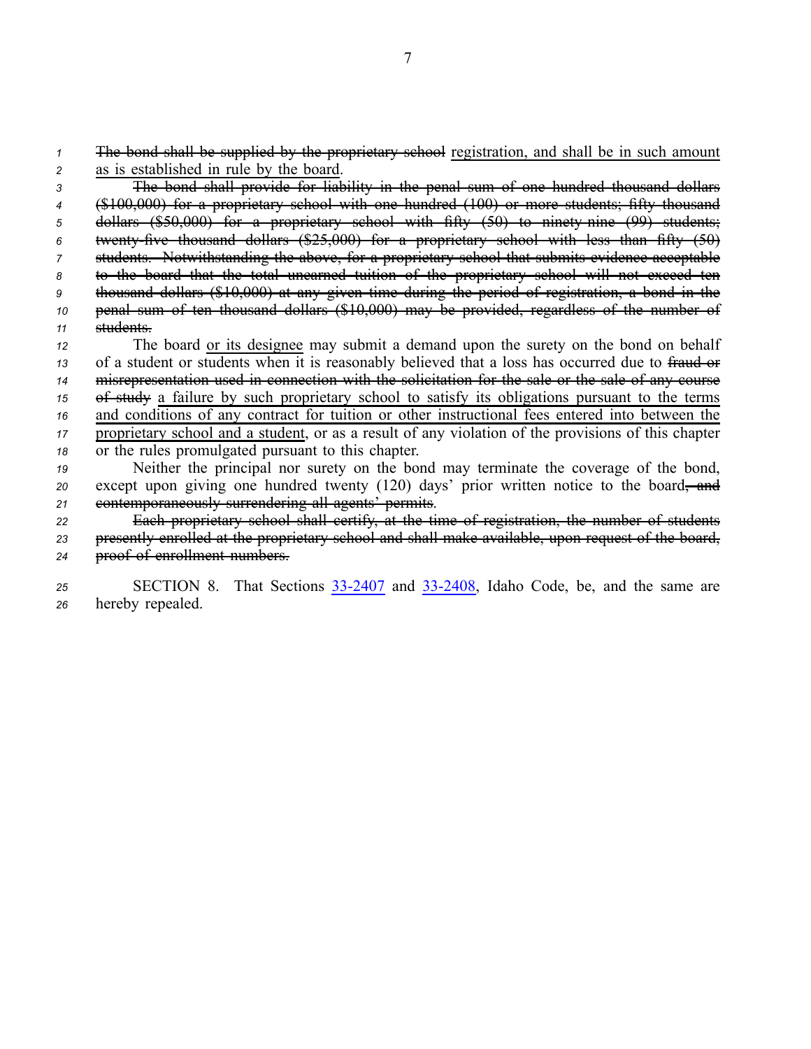~~The bond shall be supplied by the proprietary school~~ registration, and shall be in such amount as is established in rule by the board.

~~The bond shall provide for liability in the penal sum of one hundred thousand dollars ($100,000) for a proprietary school with one hundred (100) or more students; fifty thousand dollars ($50,000) for a proprietary school with fifty (50) to ninety-nine (99) students; twenty-five thousand dollars ($25,000) for a proprietary school with less than fifty (50) students. Notwithstanding the above, for a proprietary school that submits evidence acceptable to the board that the total unearned tuition of the proprietary school will not exceed ten thousand dollars ($10,000) at any given time during the period of registration, a bond in the penal sum of ten thousand dollars ($10,000) may be provided, regardless of the number of students.~~

The board or its designee may submit a demand upon the surety on the bond on behalf of a student or students when it is reasonably believed that a loss has occurred due to ~~fraud or misrepresentation used in connection with the solicitation for the sale or the sale of any course of study~~ a failure by such proprietary school to satisfy its obligations pursuant to the terms and conditions of any contract for tuition or other instructional fees entered into between the proprietary school and a student, or as a result of any violation of the provisions of this chapter or the rules promulgated pursuant to this chapter.

Neither the principal nor surety on the bond may terminate the coverage of the bond, except upon giving one hundred twenty (120) days' prior written notice to the board~~, and contemporaneously surrendering all agents' permits~~.

~~Each proprietary school shall certify, at the time of registration, the number of students presently enrolled at the proprietary school and shall make available, upon request of the board, proof of enrollment numbers.~~

SECTION 8. That Sections 33-2407 and 33-2408, Idaho Code, be, and the same are hereby repealed.